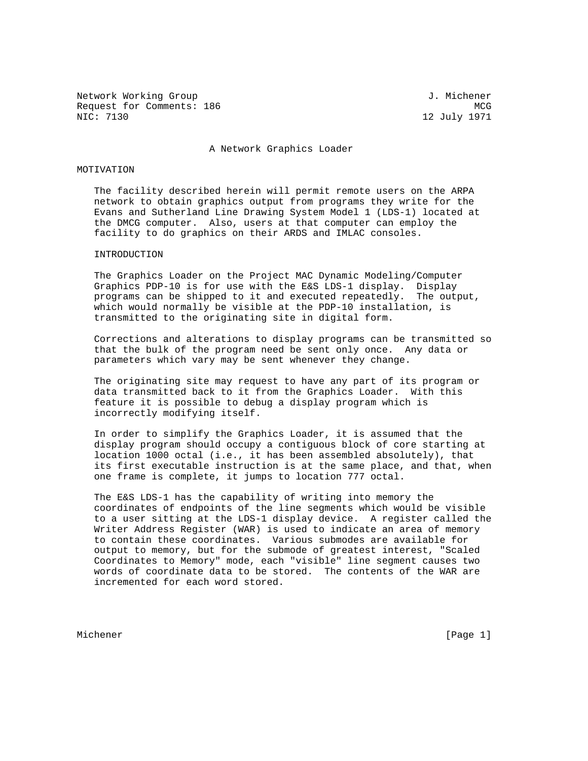Network Working Group J. Michener
Request for Comments: 186 MCG
NIC: 7130 12 July 1971

# A Network Graphics Loader

## MOTIVATION

The facility described herein will permit remote users on the ARPA network to obtain graphics output from programs they write for the Evans and Sutherland Line Drawing System Model 1 (LDS-1) located at the DMCG computer. Also, users at that computer can employ the facility to do graphics on their ARDS and IMLAC consoles.

## INTRODUCTION

The Graphics Loader on the Project MAC Dynamic Modeling/Computer Graphics PDP-10 is for use with the E&S LDS-1 display. Display programs can be shipped to it and executed repeatedly. The output, which would normally be visible at the PDP-10 installation, is transmitted to the originating site in digital form.

Corrections and alterations to display programs can be transmitted so that the bulk of the program need be sent only once. Any data or parameters which vary may be sent whenever they change.

The originating site may request to have any part of its program or data transmitted back to it from the Graphics Loader. With this feature it is possible to debug a display program which is incorrectly modifying itself.

In order to simplify the Graphics Loader, it is assumed that the display program should occupy a contiguous block of core starting at location 1000 octal (i.e., it has been assembled absolutely), that its first executable instruction is at the same place, and that, when one frame is complete, it jumps to location 777 octal.

The E&S LDS-1 has the capability of writing into memory the coordinates of endpoints of the line segments which would be visible to a user sitting at the LDS-1 display device. A register called the Writer Address Register (WAR) is used to indicate an area of memory to contain these coordinates. Various submodes are available for output to memory, but for the submode of greatest interest, "Scaled Coordinates to Memory" mode, each "visible" line segment causes two words of coordinate data to be stored. The contents of the WAR are incremented for each word stored.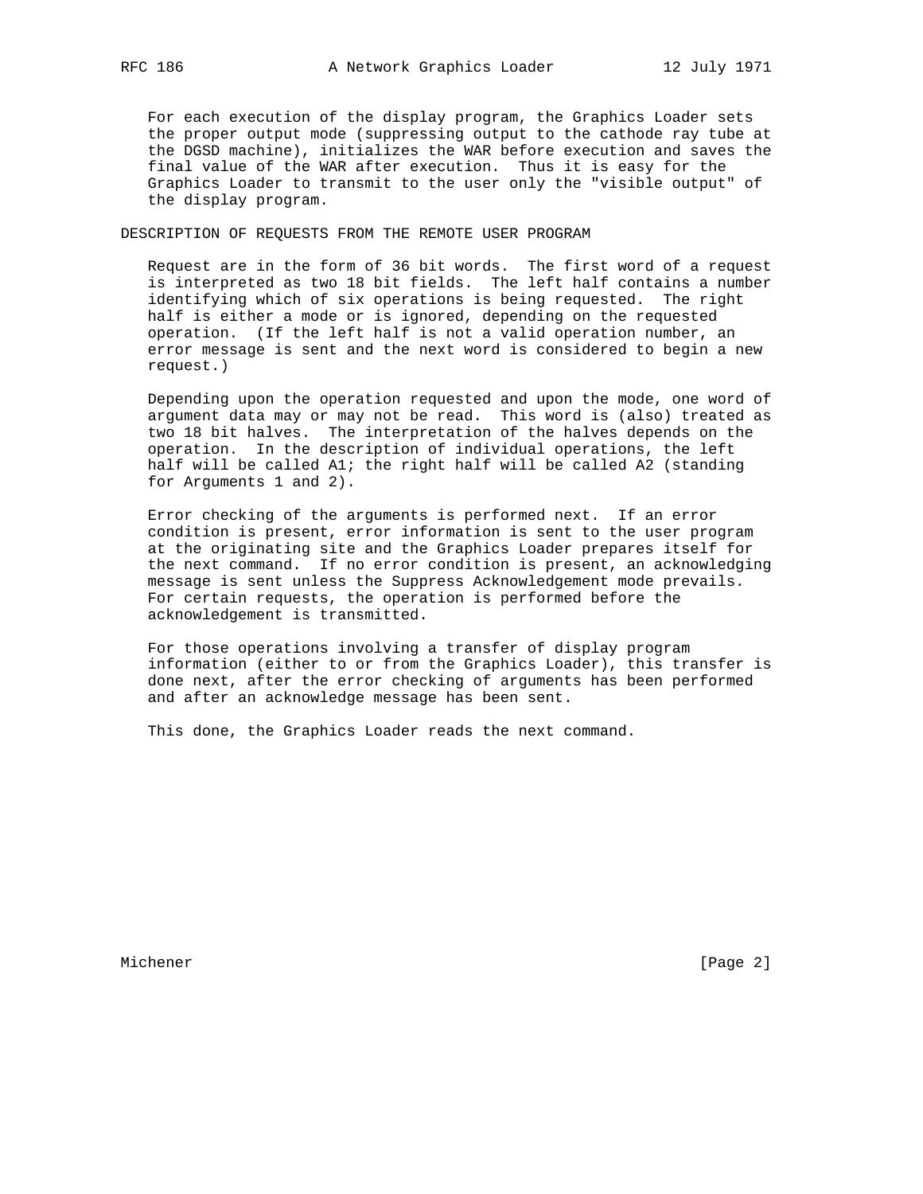For each execution of the display program, the Graphics Loader sets the proper output mode (suppressing output to the cathode ray tube at the DGSD machine), initializes the WAR before execution and saves the final value of the WAR after execution. Thus it is easy for the Graphics Loader to transmit to the user only the "visible output" of the display program.

## DESCRIPTION OF REQUESTS FROM THE REMOTE USER PROGRAM

Request are in the form of 36 bit words. The first word of a request is interpreted as two 18 bit fields. The left half contains a number identifying which of six operations is being requested. The right half is either a mode or is ignored, depending on the requested operation. (If the left half is not a valid operation number, an error message is sent and the next word is considered to begin a new request.)

Depending upon the operation requested and upon the mode, one word of argument data may or may not be read. This word is (also) treated as two 18 bit halves. The interpretation of the halves depends on the operation. In the description of individual operations, the left half will be called A1; the right half will be called A2 (standing for Arguments 1 and 2).

Error checking of the arguments is performed next. If an error condition is present, error information is sent to the user program at the originating site and the Graphics Loader prepares itself for the next command. If no error condition is present, an acknowledging message is sent unless the Suppress Acknowledgement mode prevails. For certain requests, the operation is performed before the acknowledgement is transmitted.

For those operations involving a transfer of display program information (either to or from the Graphics Loader), this transfer is done next, after the error checking of arguments has been performed and after an acknowledge message has been sent.

This done, the Graphics Loader reads the next command.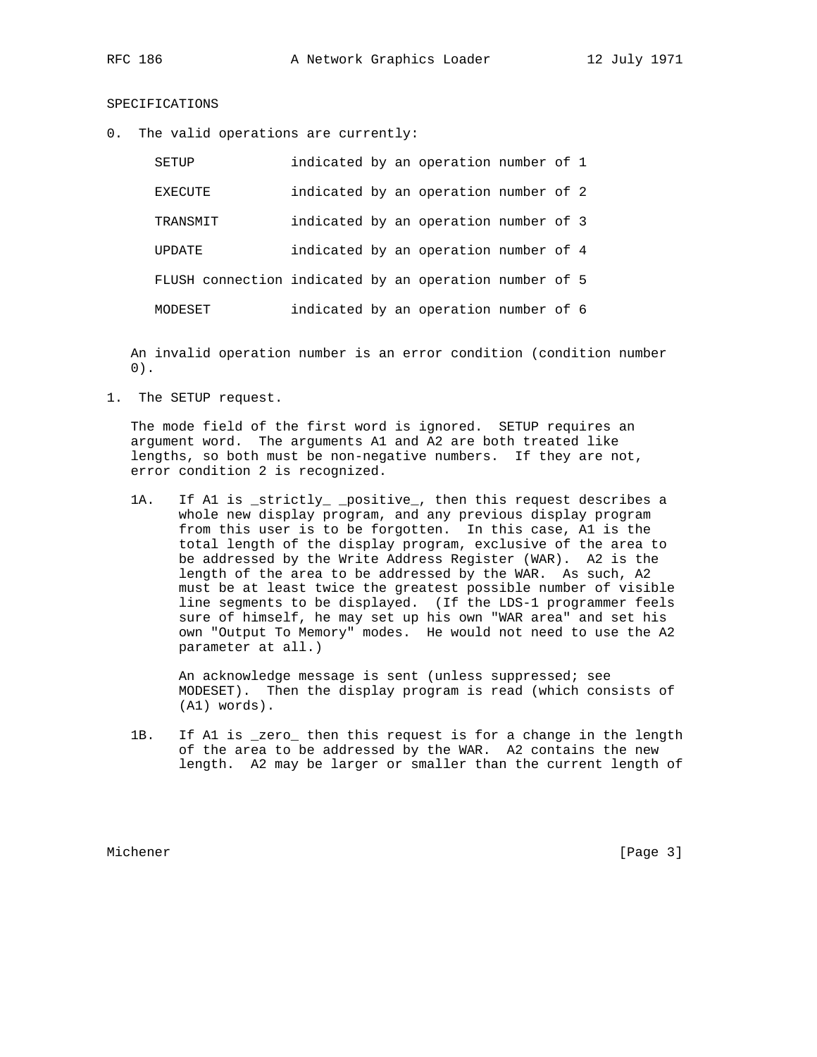## SPECIFICATIONS

0. The valid operations are currently:

| | |
|---|---|
| SETUP | indicated by an operation number of 1 |
| EXECUTE | indicated by an operation number of 2 |
| TRANSMIT | indicated by an operation number of 3 |
| UPDATE | indicated by an operation number of 4 |
| FLUSH connection | indicated by an operation number of 5 |
| MODESET | indicated by an operation number of 6 |

   An invalid operation number is an error condition (condition number 0).

1. The SETUP request.

   The mode field of the first word is ignored. SETUP requires an argument word. The arguments A1 and A2 are both treated like lengths, so both must be non-negative numbers. If they are not, error condition 2 is recognized.

   1A. If A1 is _strictly_ _positive_, then this request describes a whole new display program, and any previous display program from this user is to be forgotten. In this case, A1 is the total length of the display program, exclusive of the area to be addressed by the Write Address Register (WAR). A2 is the length of the area to be addressed by the WAR. As such, A2 must be at least twice the greatest possible number of visible line segments to be displayed. (If the LDS-1 programmer feels sure of himself, he may set up his own "WAR area" and set his own "Output To Memory" modes. He would not need to use the A2 parameter at all.)

   An acknowledge message is sent (unless suppressed; see MODESET). Then the display program is read (which consists of (A1) words).

   1B. If A1 is _zero_ then this request is for a change in the length of the area to be addressed by the WAR. A2 contains the new length. A2 may be larger or smaller than the current length of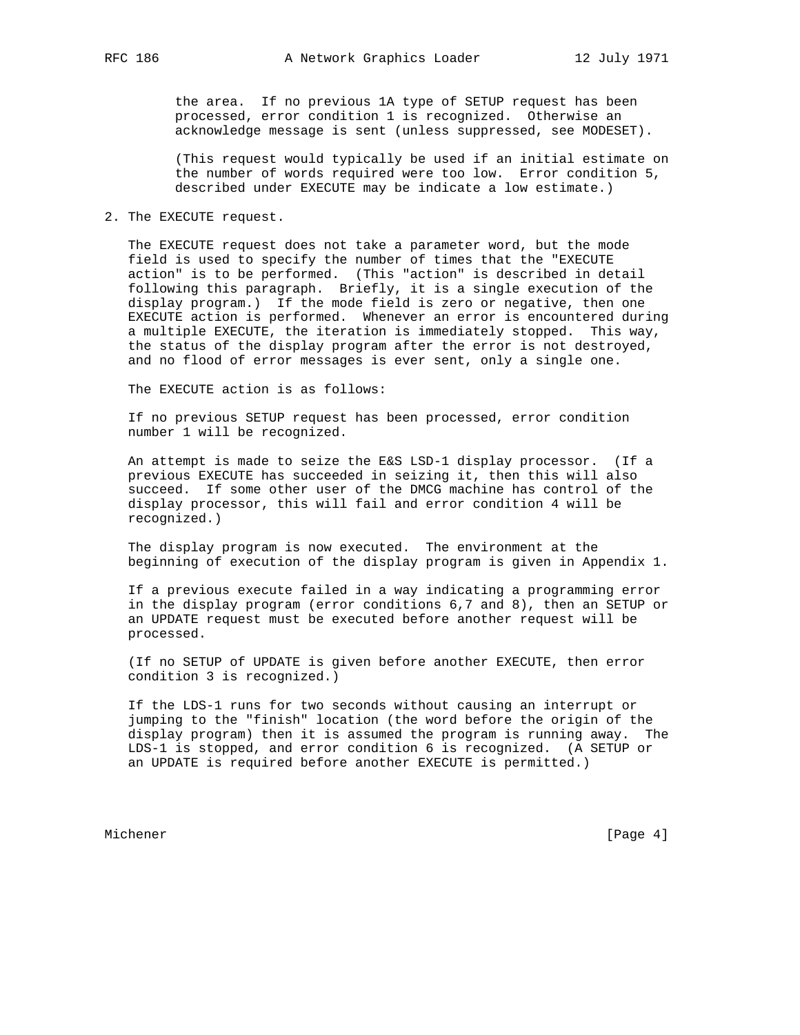the area. If no previous 1A type of SETUP request has been processed, error condition 1 is recognized. Otherwise an acknowledge message is sent (unless suppressed, see MODESET).

(This request would typically be used if an initial estimate on the number of words required were too low. Error condition 5, described under EXECUTE may be indicate a low estimate.)

2. The EXECUTE request.

The EXECUTE request does not take a parameter word, but the mode field is used to specify the number of times that the "EXECUTE action" is to be performed. (This "action" is described in detail following this paragraph. Briefly, it is a single execution of the display program.) If the mode field is zero or negative, then one EXECUTE action is performed. Whenever an error is encountered during a multiple EXECUTE, the iteration is immediately stopped. This way, the status of the display program after the error is not destroyed, and no flood of error messages is ever sent, only a single one.

The EXECUTE action is as follows:

If no previous SETUP request has been processed, error condition number 1 will be recognized.

An attempt is made to seize the E&S LSD-1 display processor. (If a previous EXECUTE has succeeded in seizing it, then this will also succeed. If some other user of the DMCG machine has control of the display processor, this will fail and error condition 4 will be recognized.)

The display program is now executed. The environment at the beginning of execution of the display program is given in Appendix 1.

If a previous execute failed in a way indicating a programming error in the display program (error conditions 6,7 and 8), then an SETUP or an UPDATE request must be executed before another request will be processed.

(If no SETUP of UPDATE is given before another EXECUTE, then error condition 3 is recognized.)

If the LDS-1 runs for two seconds without causing an interrupt or jumping to the "finish" location (the word before the origin of the display program) then it is assumed the program is running away. The LDS-1 is stopped, and error condition 6 is recognized. (A SETUP or an UPDATE is required before another EXECUTE is permitted.)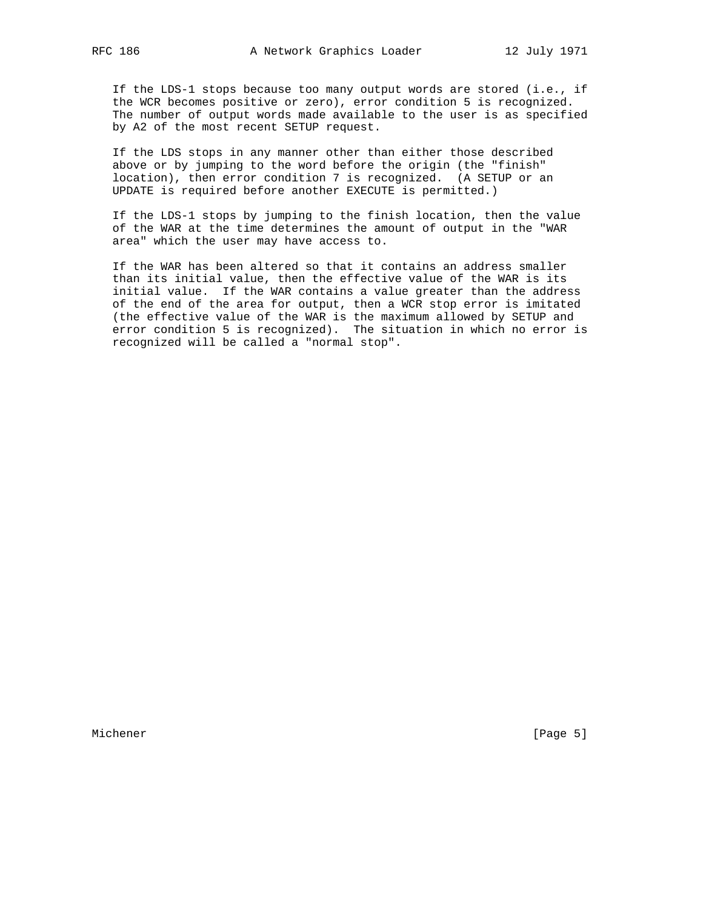If the LDS-1 stops because too many output words are stored (i.e., if the WCR becomes positive or zero), error condition 5 is recognized. The number of output words made available to the user is as specified by A2 of the most recent SETUP request.

If the LDS stops in any manner other than either those described above or by jumping to the word before the origin (the "finish" location), then error condition 7 is recognized. (A SETUP or an UPDATE is required before another EXECUTE is permitted.)

If the LDS-1 stops by jumping to the finish location, then the value of the WAR at the time determines the amount of output in the "WAR area" which the user may have access to.

If the WAR has been altered so that it contains an address smaller than its initial value, then the effective value of the WAR is its initial value. If the WAR contains a value greater than the address of the end of the area for output, then a WCR stop error is imitated (the effective value of the WAR is the maximum allowed by SETUP and error condition 5 is recognized). The situation in which no error is recognized will be called a "normal stop".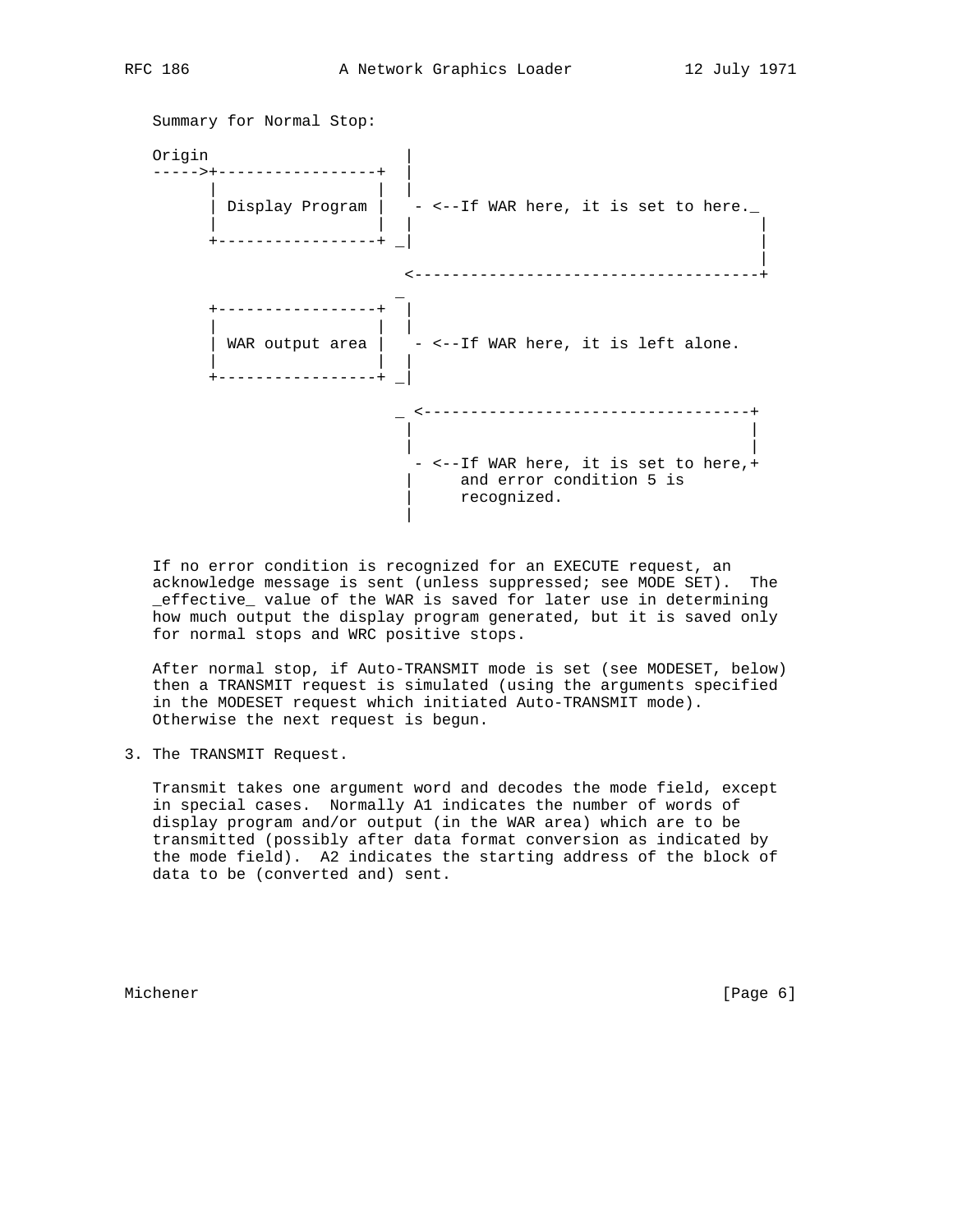Summary for Normal Stop:

```
Origin                     |
----->+-----------------+  |
      |                 |  |
      | Display Program |   - <--If WAR here, it is set to here._
      |                 |  |                                     |
      +-----------------+ _|                                     |
                                                                 |
                          <--------------------------------------+
                          _
      +-----------------+  |
      |                 |  |
      | WAR output area |   - <--If WAR here, it is left alone.
      |                 |  |
      +-----------------+ _|

                          _ <----------------------------------+
                           |                                   |
                           |                                   |
                            - <--If WAR here, it is set to here,+
                           |     and error condition 5 is
                           |     recognized.
                           |
```

If no error condition is recognized for an EXECUTE request, an acknowledge message is sent (unless suppressed; see MODE SET). The _effective_ value of the WAR is saved for later use in determining how much output the display program generated, but it is saved only for normal stops and WRC positive stops.

After normal stop, if Auto-TRANSMIT mode is set (see MODESET, below) then a TRANSMIT request is simulated (using the arguments specified in the MODESET request which initiated Auto-TRANSMIT mode). Otherwise the next request is begun.

3. The TRANSMIT Request.

   Transmit takes one argument word and decodes the mode field, except in special cases. Normally A1 indicates the number of words of display program and/or output (in the WAR area) which are to be transmitted (possibly after data format conversion as indicated by the mode field). A2 indicates the starting address of the block of data to be (converted and) sent.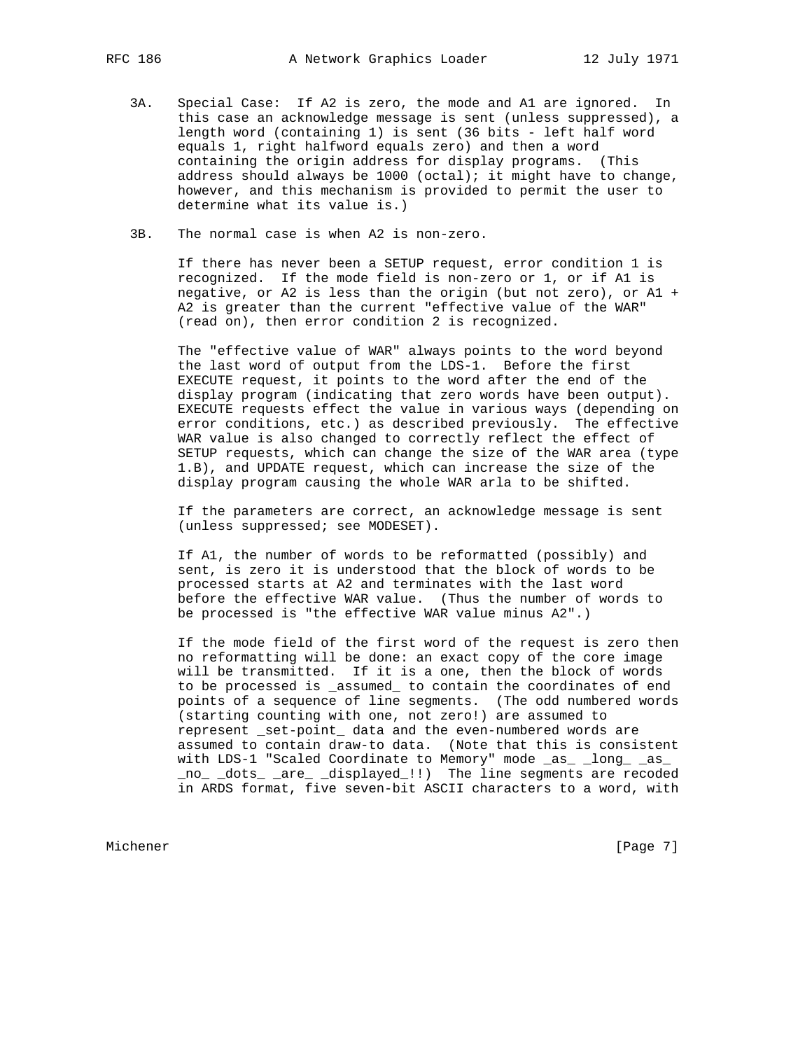3A. Special Case: If A2 is zero, the mode and A1 are ignored. In this case an acknowledge message is sent (unless suppressed), a length word (containing 1) is sent (36 bits - left half word equals 1, right halfword equals zero) and then a word containing the origin address for display programs. (This address should always be 1000 (octal); it might have to change, however, and this mechanism is provided to permit the user to determine what its value is.)

3B. The normal case is when A2 is non-zero.

If there has never been a SETUP request, error condition 1 is recognized. If the mode field is non-zero or 1, or if A1 is negative, or A2 is less than the origin (but not zero), or A1 + A2 is greater than the current "effective value of the WAR" (read on), then error condition 2 is recognized.

The "effective value of WAR" always points to the word beyond the last word of output from the LDS-1. Before the first EXECUTE request, it points to the word after the end of the display program (indicating that zero words have been output). EXECUTE requests effect the value in various ways (depending on error conditions, etc.) as described previously. The effective WAR value is also changed to correctly reflect the effect of SETUP requests, which can change the size of the WAR area (type 1.B), and UPDATE request, which can increase the size of the display program causing the whole WAR arla to be shifted.

If the parameters are correct, an acknowledge message is sent (unless suppressed; see MODESET).

If A1, the number of words to be reformatted (possibly) and sent, is zero it is understood that the block of words to be processed starts at A2 and terminates with the last word before the effective WAR value. (Thus the number of words to be processed is "the effective WAR value minus A2".)

If the mode field of the first word of the request is zero then no reformatting will be done: an exact copy of the core image will be transmitted. If it is a one, then the block of words to be processed is _assumed_ to contain the coordinates of end points of a sequence of line segments. (The odd numbered words (starting counting with one, not zero!) are assumed to represent _set-point_ data and the even-numbered words are assumed to contain draw-to data. (Note that this is consistent with LDS-1 "Scaled Coordinate to Memory" mode _as_ _long_ _as_ _no_ _dots_ _are_ _displayed_!!) The line segments are recoded in ARDS format, five seven-bit ASCII characters to a word, with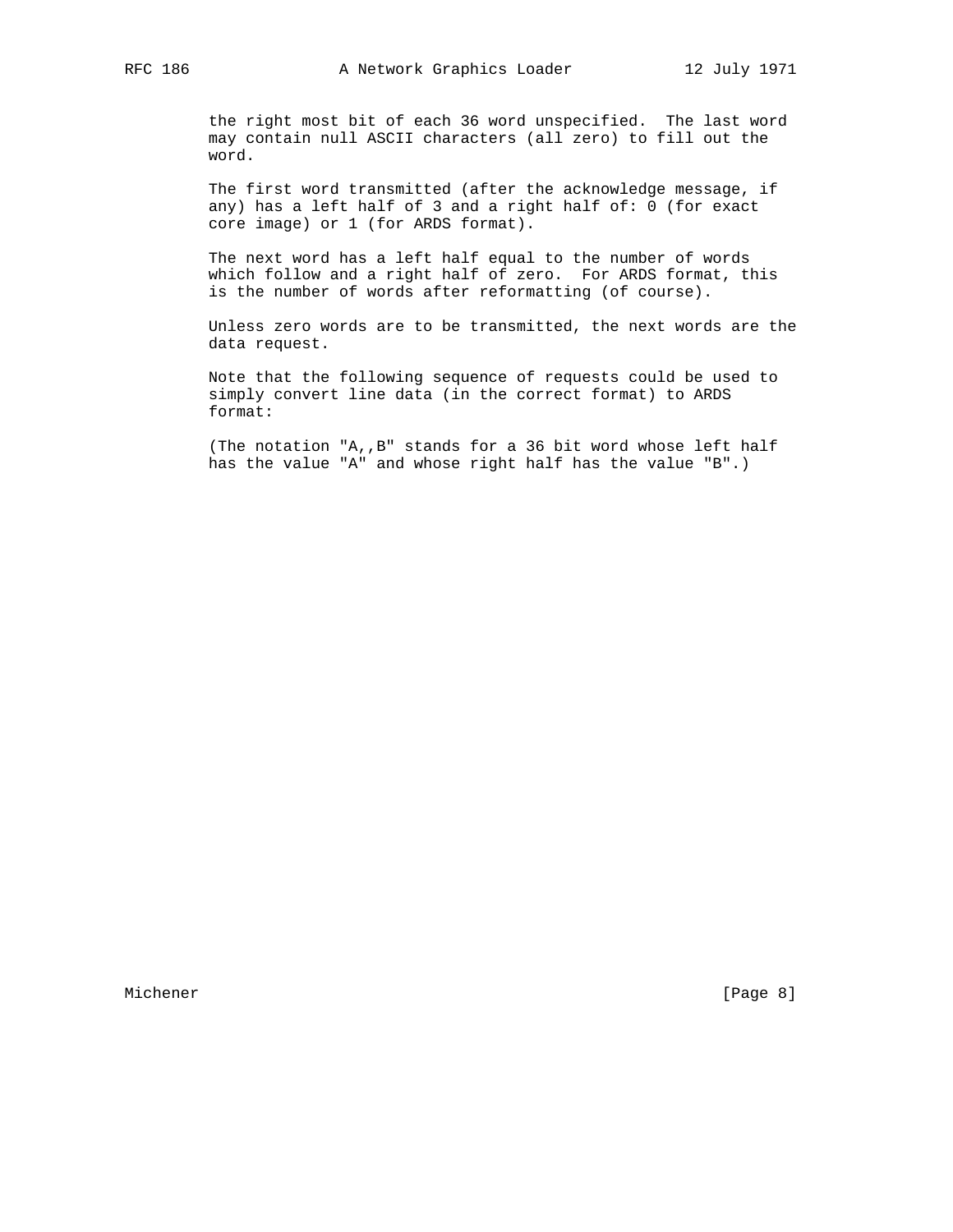the right most bit of each 36 word unspecified. The last word may contain null ASCII characters (all zero) to fill out the word.

The first word transmitted (after the acknowledge message, if any) has a left half of 3 and a right half of: 0 (for exact core image) or 1 (for ARDS format).

The next word has a left half equal to the number of words which follow and a right half of zero. For ARDS format, this is the number of words after reformatting (of course).

Unless zero words are to be transmitted, the next words are the data request.

Note that the following sequence of requests could be used to simply convert line data (in the correct format) to ARDS format:

(The notation "A,,B" stands for a 36 bit word whose left half has the value "A" and whose right half has the value "B".)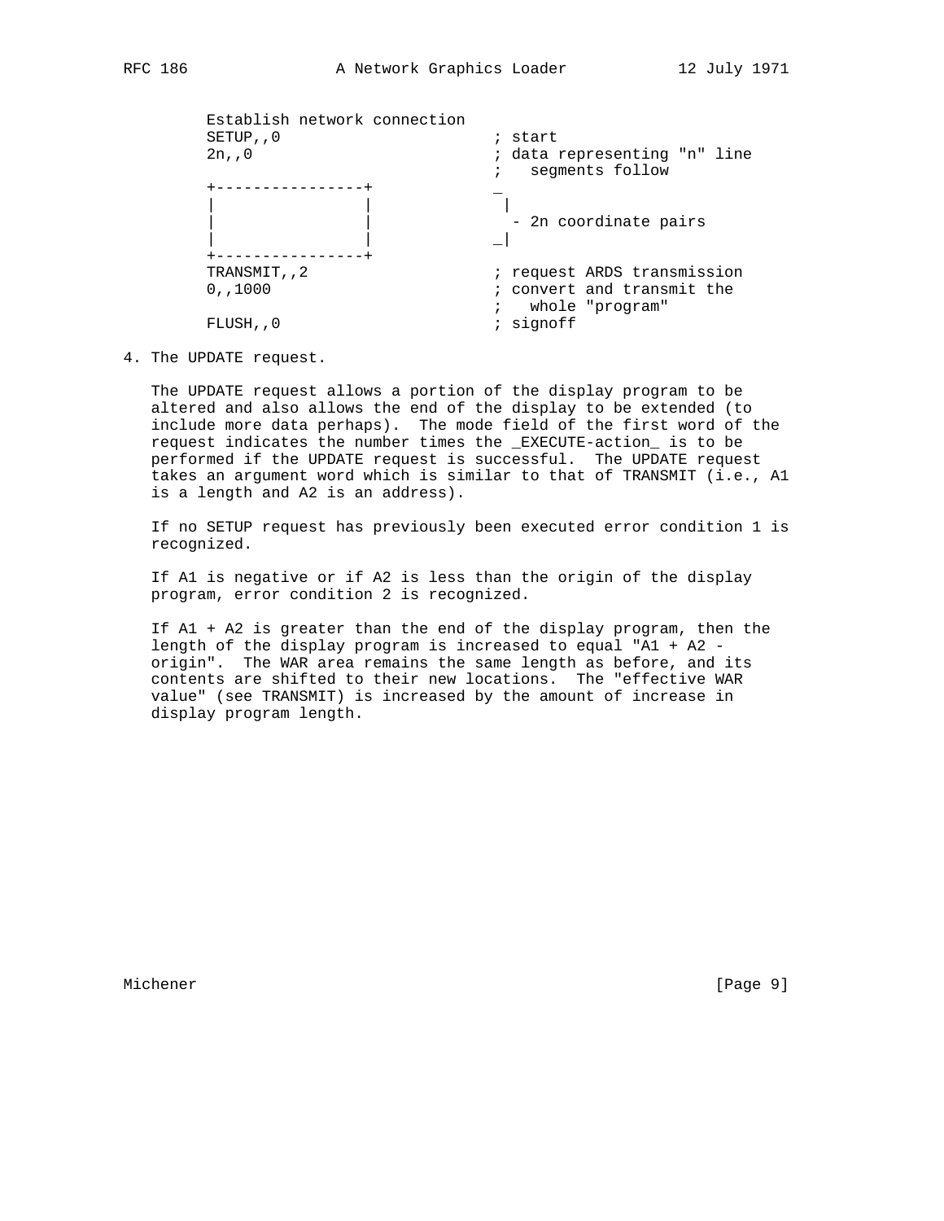```
Establish network connection
SETUP,,0                       ; start
2n,,0                          ; data representing "n" line
                               ;   segments follow
+----------------+             _
|                |              |
|                |               - 2n coordinate pairs
|                |             _|
+----------------+
TRANSMIT,,2                    ; request ARDS transmission
0,,1000                        ; convert and transmit the
                               ;   whole "program"
FLUSH,,0                       ; signoff
```

4. The UPDATE request.

The UPDATE request allows a portion of the display program to be altered and also allows the end of the display to be extended (to include more data perhaps). The mode field of the first word of the request indicates the number times the _EXECUTE-action_ is to be performed if the UPDATE request is successful. The UPDATE request takes an argument word which is similar to that of TRANSMIT (i.e., A1 is a length and A2 is an address).

If no SETUP request has previously been executed error condition 1 is recognized.

If A1 is negative or if A2 is less than the origin of the display program, error condition 2 is recognized.

If A1 + A2 is greater than the end of the display program, then the length of the display program is increased to equal "A1 + A2 - origin". The WAR area remains the same length as before, and its contents are shifted to their new locations. The "effective WAR value" (see TRANSMIT) is increased by the amount of increase in display program length.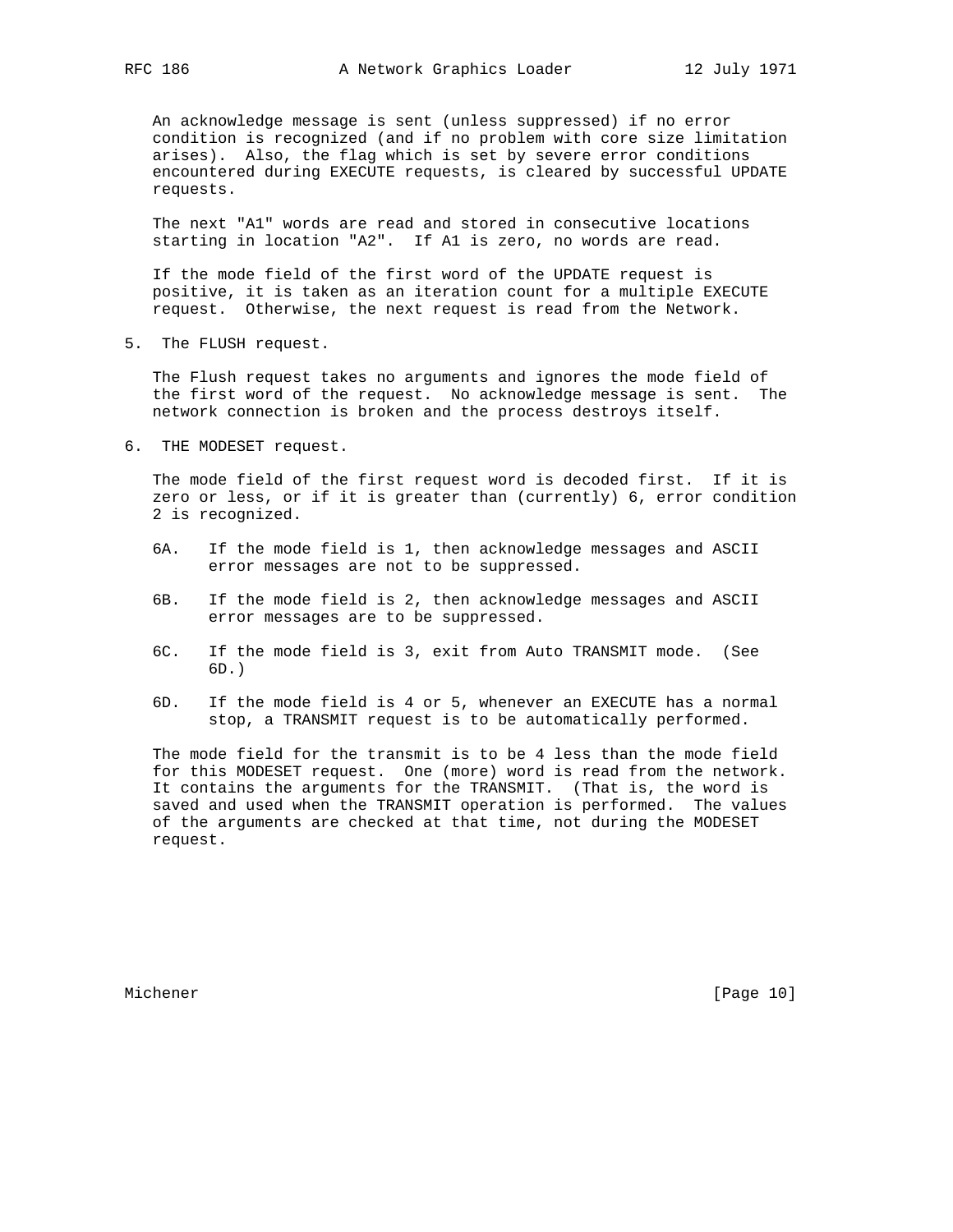An acknowledge message is sent (unless suppressed) if no error condition is recognized (and if no problem with core size limitation arises). Also, the flag which is set by severe error conditions encountered during EXECUTE requests, is cleared by successful UPDATE requests.

The next "A1" words are read and stored in consecutive locations starting in location "A2". If A1 is zero, no words are read.

If the mode field of the first word of the UPDATE request is positive, it is taken as an iteration count for a multiple EXECUTE request. Otherwise, the next request is read from the Network.

5. The FLUSH request.

   The Flush request takes no arguments and ignores the mode field of the first word of the request. No acknowledge message is sent. The network connection is broken and the process destroys itself.

6. THE MODESET request.

   The mode field of the first request word is decoded first. If it is zero or less, or if it is greater than (currently) 6, error condition 2 is recognized.

   6A. If the mode field is 1, then acknowledge messages and ASCII error messages are not to be suppressed.

   6B. If the mode field is 2, then acknowledge messages and ASCII error messages are to be suppressed.

   6C. If the mode field is 3, exit from Auto TRANSMIT mode. (See 6D.)

   6D. If the mode field is 4 or 5, whenever an EXECUTE has a normal stop, a TRANSMIT request is to be automatically performed.

   The mode field for the transmit is to be 4 less than the mode field for this MODESET request. One (more) word is read from the network. It contains the arguments for the TRANSMIT. (That is, the word is saved and used when the TRANSMIT operation is performed. The values of the arguments are checked at that time, not during the MODESET request.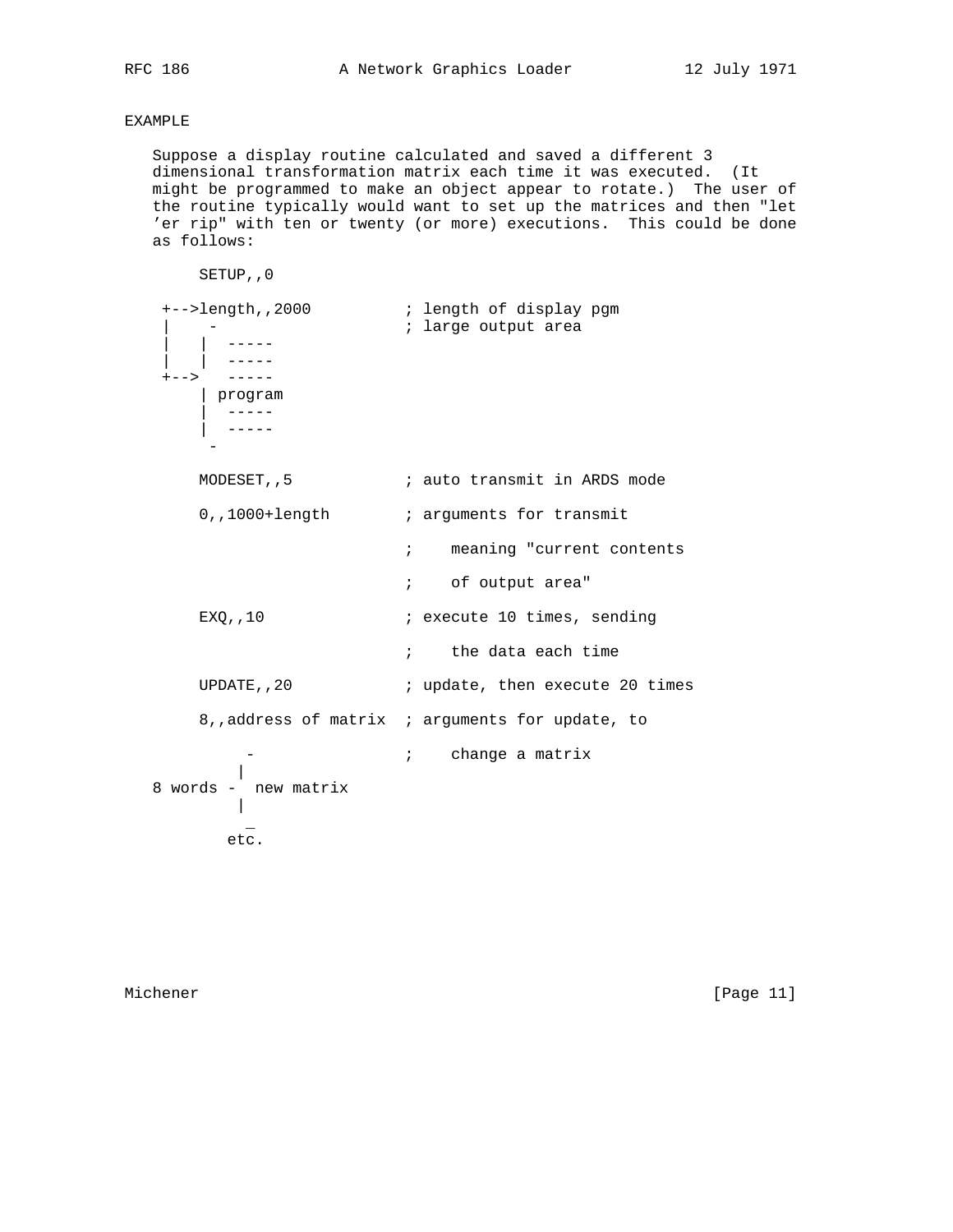EXAMPLE

Suppose a display routine calculated and saved a different 3 dimensional transformation matrix each time it was executed. (It might be programmed to make an object appear to rotate.) The user of the routine typically would want to set up the matrices and then "let 'er rip" with ten or twenty (or more) executions. This could be done as follows:

```
     SETUP,,0

 +-->length,,2000          ; length of display pgm
 |    -                    ; large output area
 |   |  -----
 |   |  -----
 +-->   -----
     | program
     |  -----
     |  -----
      -

     MODESET,,5            ; auto transmit in ARDS mode

     0,,1000+length        ; arguments for transmit

                           ;    meaning "current contents

                           ;    of output area"

     EXQ,,10               ; execute 10 times, sending

                           ;    the data each time

     UPDATE,,20            ; update, then execute 20 times

     8,,address of matrix  ; arguments for update, to

         -                 ;    change a matrix
        |
8 words -  new matrix
        |
         _
       etc.
```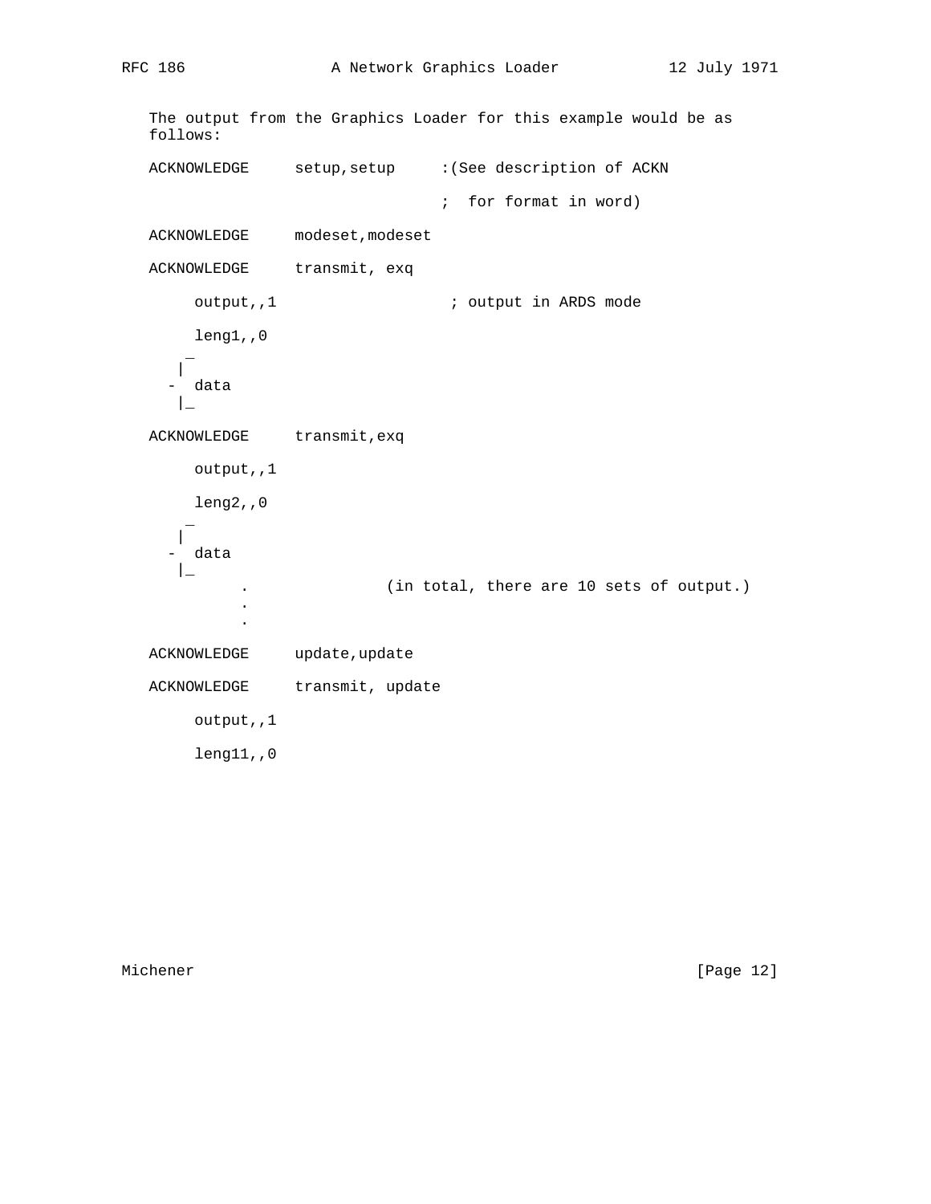The output from the Graphics Loader for this example would be as follows:

```
ACKNOWLEDGE     setup,setup     :(See description of ACKN

                                ;  for format in word)

ACKNOWLEDGE     modeset,modeset

ACKNOWLEDGE     transmit, exq

     output,,1                   ; output in ARDS mode

     leng1,,0
    _
   |
  -  data
   |_

ACKNOWLEDGE     transmit,exq

     output,,1

     leng2,,0
    _
   |
  -  data
   |_
          .             (in total, there are 10 sets of output.)
          .
          .

ACKNOWLEDGE     update,update

ACKNOWLEDGE     transmit, update

     output,,1

     leng11,,0
```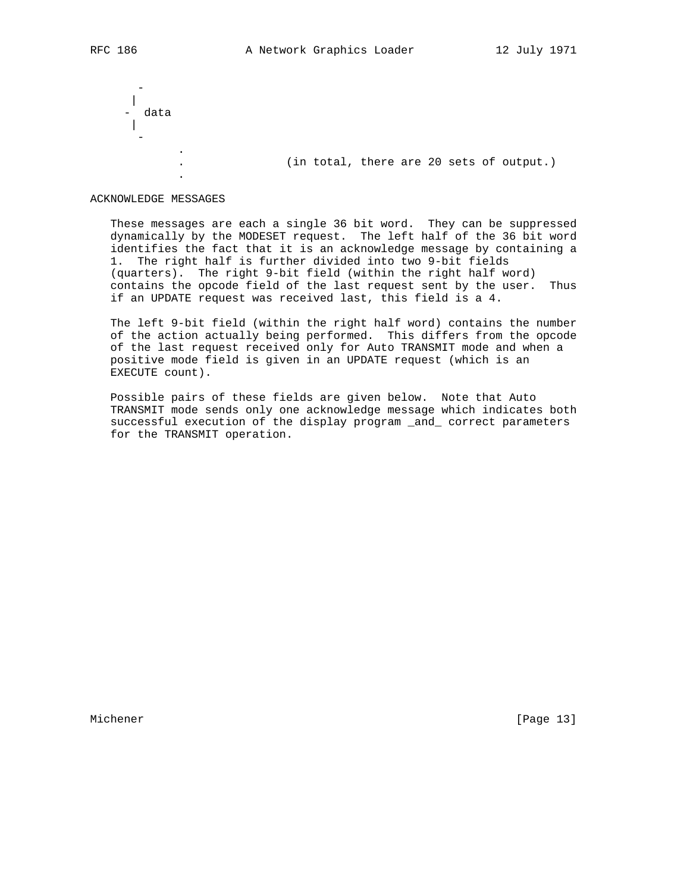```
      -
     |
    -  data
     |
      -
            .
            .               (in total, there are 20 sets of output.)
            .
```

## ACKNOWLEDGE MESSAGES

These messages are each a single 36 bit word. They can be suppressed dynamically by the MODESET request. The left half of the 36 bit word identifies the fact that it is an acknowledge message by containing a 1. The right half is further divided into two 9-bit fields (quarters). The right 9-bit field (within the right half word) contains the opcode field of the last request sent by the user. Thus if an UPDATE request was received last, this field is a 4.

The left 9-bit field (within the right half word) contains the number of the action actually being performed. This differs from the opcode of the last request received only for Auto TRANSMIT mode and when a positive mode field is given in an UPDATE request (which is an EXECUTE count).

Possible pairs of these fields are given below. Note that Auto TRANSMIT mode sends only one acknowledge message which indicates both successful execution of the display program _and_ correct parameters for the TRANSMIT operation.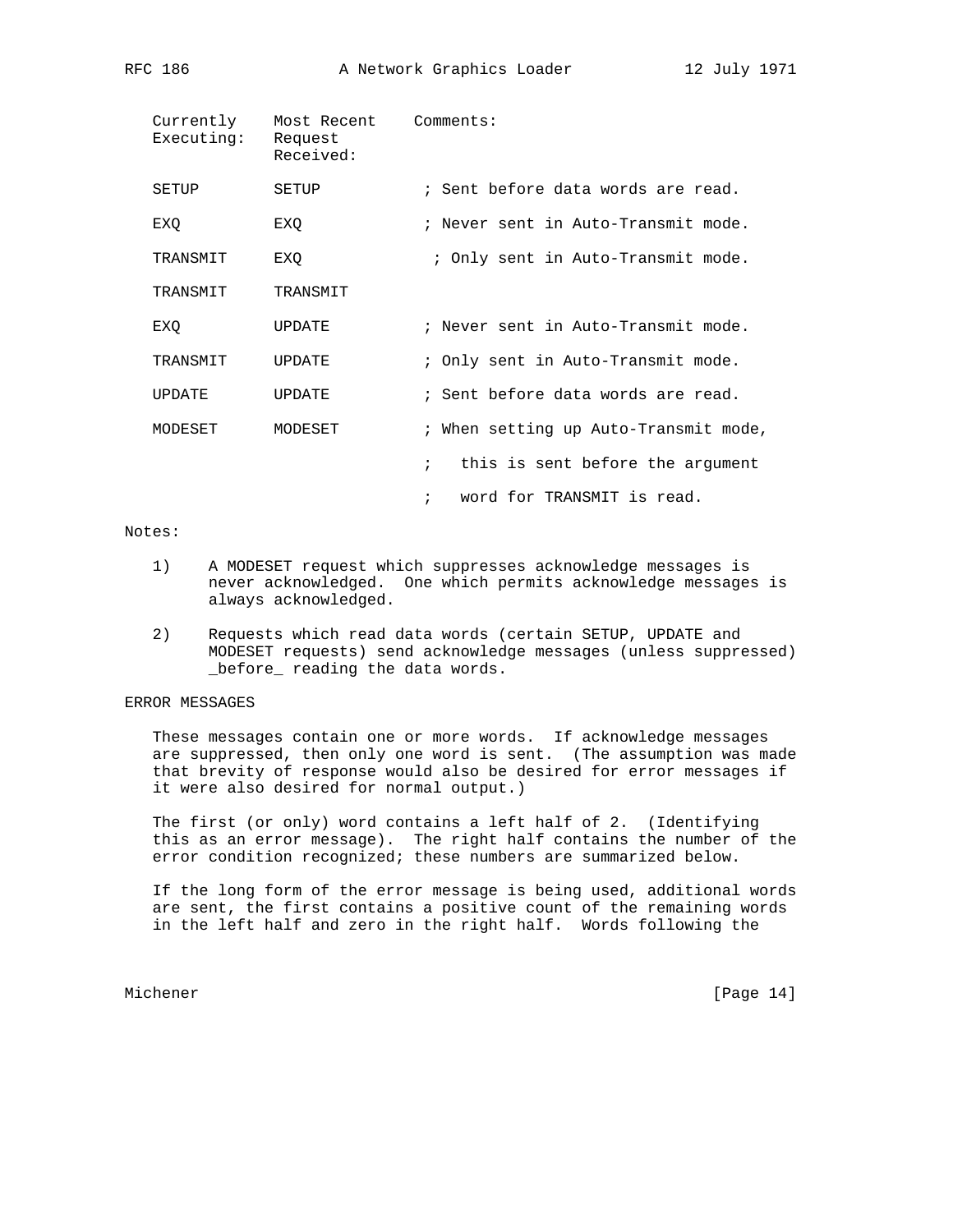| Currently Executing: | Most Recent Request Received: | Comments: |
| --- | --- | --- |
| SETUP | SETUP | ; Sent before data words are read. |
| EXQ | EXQ | ; Never sent in Auto-Transmit mode. |
| TRANSMIT | EXQ | ; Only sent in Auto-Transmit mode. |
| TRANSMIT | TRANSMIT | |
| EXQ | UPDATE | ; Never sent in Auto-Transmit mode. |
| TRANSMIT | UPDATE | ; Only sent in Auto-Transmit mode. |
| UPDATE | UPDATE | ; Sent before data words are read. |
| MODESET | MODESET | ; When setting up Auto-Transmit mode, ; this is sent before the argument ; word for TRANSMIT is read. |

Notes:

1) A MODESET request which suppresses acknowledge messages is never acknowledged. One which permits acknowledge messages is always acknowledged.

2) Requests which read data words (certain SETUP, UPDATE and MODESET requests) send acknowledge messages (unless suppressed) _before_ reading the data words.

ERROR MESSAGES

These messages contain one or more words. If acknowledge messages are suppressed, then only one word is sent. (The assumption was made that brevity of response would also be desired for error messages if it were also desired for normal output.)

The first (or only) word contains a left half of 2. (Identifying this as an error message). The right half contains the number of the error condition recognized; these numbers are summarized below.

If the long form of the error message is being used, additional words are sent, the first contains a positive count of the remaining words in the left half and zero in the right half. Words following the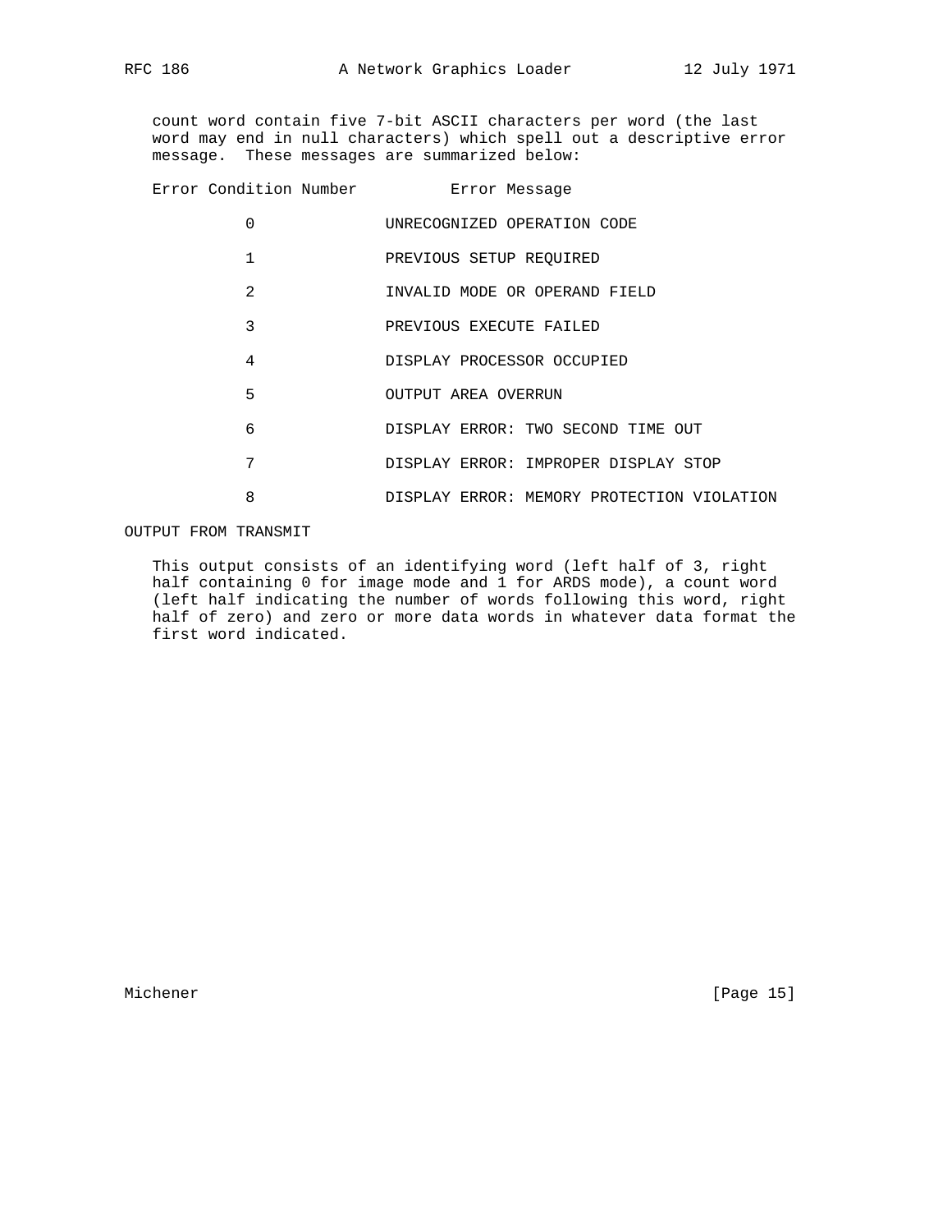count word contain five 7-bit ASCII characters per word (the last word may end in null characters) which spell out a descriptive error message. These messages are summarized below:

| Error Condition Number | Error Message |
| --- | --- |
| 0 | UNRECOGNIZED OPERATION CODE |
| 1 | PREVIOUS SETUP REQUIRED |
| 2 | INVALID MODE OR OPERAND FIELD |
| 3 | PREVIOUS EXECUTE FAILED |
| 4 | DISPLAY PROCESSOR OCCUPIED |
| 5 | OUTPUT AREA OVERRUN |
| 6 | DISPLAY ERROR: TWO SECOND TIME OUT |
| 7 | DISPLAY ERROR: IMPROPER DISPLAY STOP |
| 8 | DISPLAY ERROR: MEMORY PROTECTION VIOLATION |

## OUTPUT FROM TRANSMIT

This output consists of an identifying word (left half of 3, right half containing 0 for image mode and 1 for ARDS mode), a count word (left half indicating the number of words following this word, right half of zero) and zero or more data words in whatever data format the first word indicated.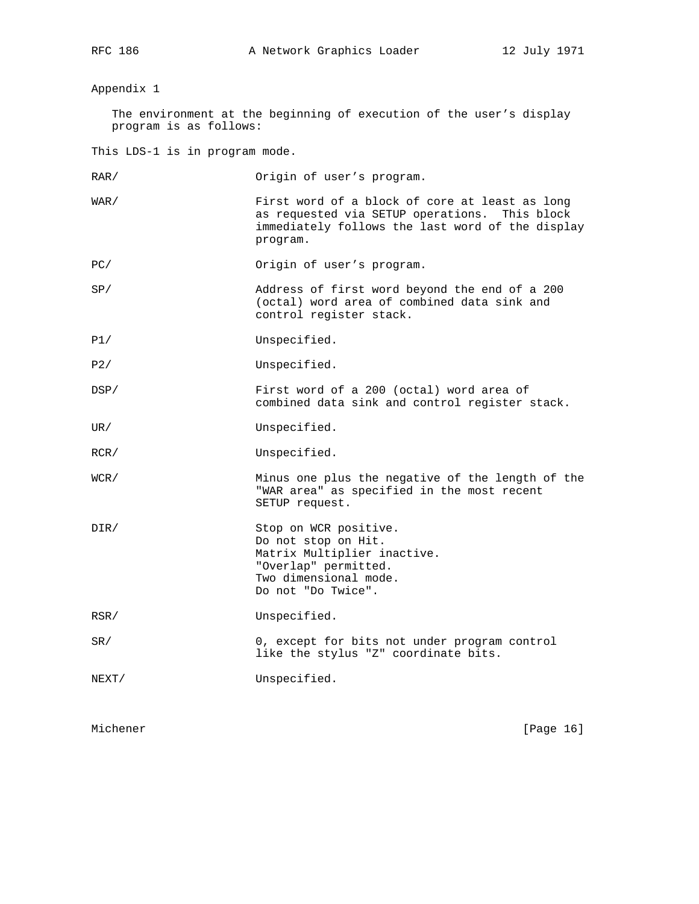Appendix 1

The environment at the beginning of execution of the user's display program is as follows:

This LDS-1 is in program mode.

| Register | Value |
| --- | --- |
| RAR/ | Origin of user's program. |
| WAR/ | First word of a block of core at least as long as requested via SETUP operations. This block immediately follows the last word of the display program. |
| PC/ | Origin of user's program. |
| SP/ | Address of first word beyond the end of a 200 (octal) word area of combined data sink and control register stack. |
| P1/ | Unspecified. |
| P2/ | Unspecified. |
| DSP/ | First word of a 200 (octal) word area of combined data sink and control register stack. |
| UR/ | Unspecified. |
| RCR/ | Unspecified. |
| WCR/ | Minus one plus the negative of the length of the "WAR area" as specified in the most recent SETUP request. |
| DIR/ | Stop on WCR positive.<br>Do not stop on Hit.<br>Matrix Multiplier inactive.<br>"Overlap" permitted.<br>Two dimensional mode.<br>Do not "Do Twice". |
| RSR/ | Unspecified. |
| SR/ | 0, except for bits not under program control like the stylus "Z" coordinate bits. |
| NEXT/ | Unspecified. |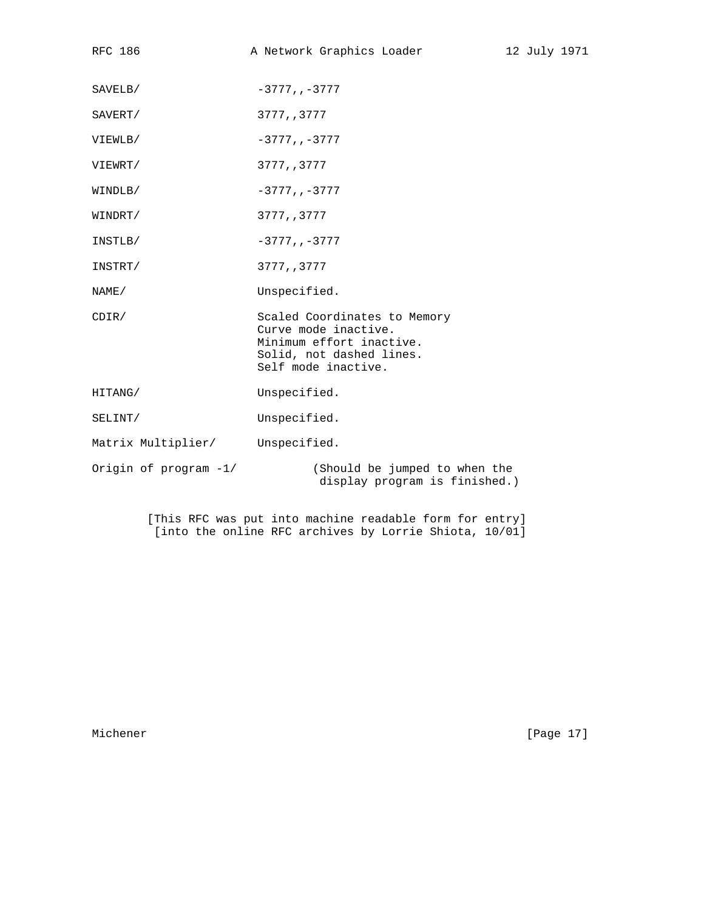```
SAVELB/              -3777,,-3777

SAVERT/              3777,,3777

VIEWLB/              -3777,,-3777

VIEWRT/              3777,,3777

WINDLB/              -3777,,-3777

WINDRT/              3777,,3777

INSTLB/              -3777,,-3777

INSTRT/              3777,,3777

NAME/                Unspecified.

CDIR/                Scaled Coordinates to Memory
                     Curve mode inactive.
                     Minimum effort inactive.
                     Solid, not dashed lines.
                     Self mode inactive.

HITANG/              Unspecified.

SELINT/              Unspecified.

Matrix Multiplier/   Unspecified.

Origin of program -1/         (Should be jumped to when the
                               display program is finished.)
```

[This RFC was put into machine readable form for entry]
[into the online RFC archives by Lorrie Shiota, 10/01]